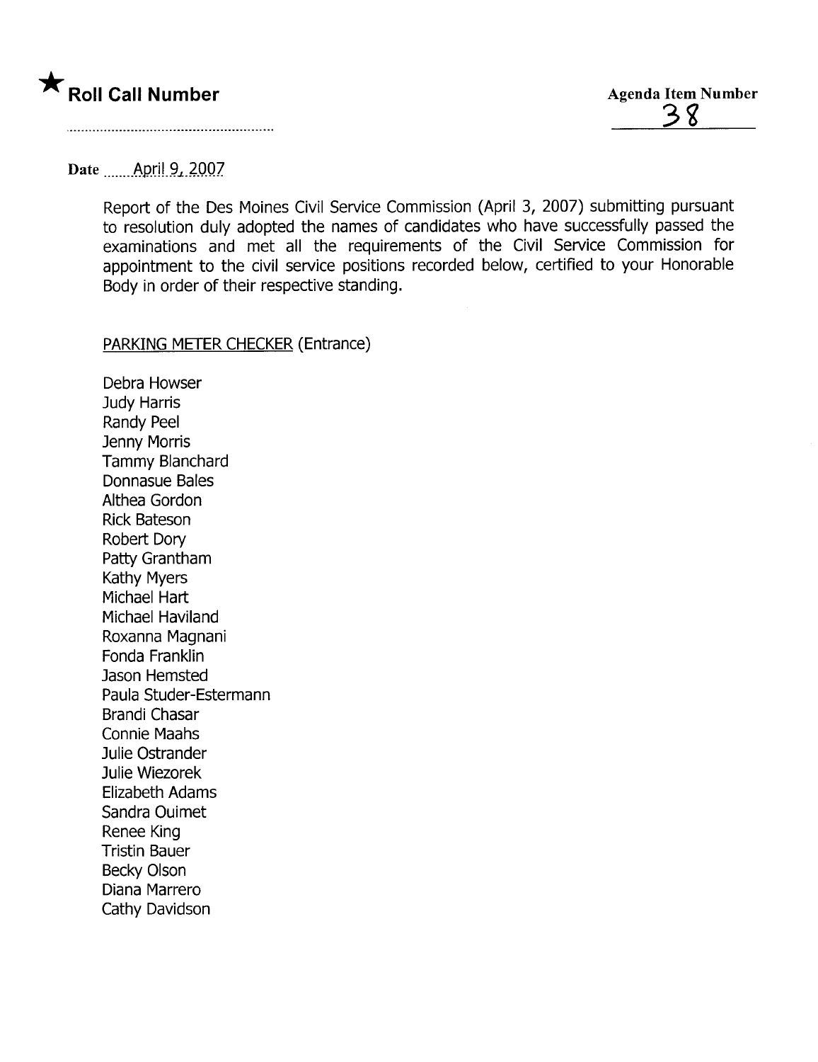★ **Roll Call Number**

**Agenda Item Number**
38

Date April 9, 2007

Report of the Des Moines Civil Service Commission (April 3, 2007) submitting pursuant to resolution duly adopted the names of candidates who have successfully passed the examinations and met all the requirements of the Civil Service Commission for appointment to the civil service positions recorded below, certified to your Honorable Body in order of their respective standing.

PARKING METER CHECKER (Entrance)

Debra Howser
Judy Harris
Randy Peel
Jenny Morris
Tammy Blanchard
Donnasue Bales
Althea Gordon
Rick Bateson
Robert Dory
Patty Grantham
Kathy Myers
Michael Hart
Michael Haviland
Roxanna Magnani
Fonda Franklin
Jason Hemsted
Paula Studer-Estermann
Brandi Chasar
Connie Maahs
Julie Ostrander
Julie Wiezorek
Elizabeth Adams
Sandra Ouimet
Renee King
Tristin Bauer
Becky Olson
Diana Marrero
Cathy Davidson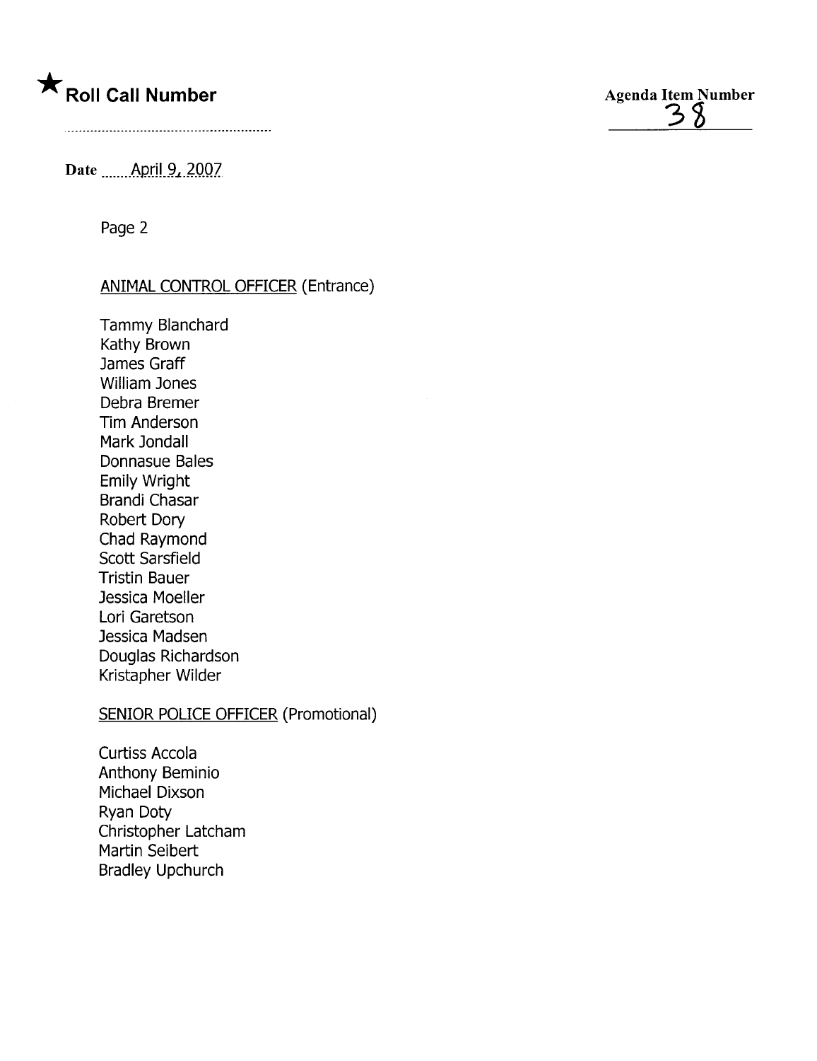★ **Roll Call Number**

**Agenda Item Number** 38

Date April 9, 2007

Page 2

ANIMAL CONTROL OFFICER (Entrance)

Tammy Blanchard
Kathy Brown
James Graff
William Jones
Debra Bremer
Tim Anderson
Mark Jondall
Donnasue Bales
Emily Wright
Brandi Chasar
Robert Dory
Chad Raymond
Scott Sarsfield
Tristin Bauer
Jessica Moeller
Lori Garetson
Jessica Madsen
Douglas Richardson
Kristapher Wilder

SENIOR POLICE OFFICER (Promotional)

Curtiss Accola
Anthony Beminio
Michael Dixson
Ryan Doty
Christopher Latcham
Martin Seibert
Bradley Upchurch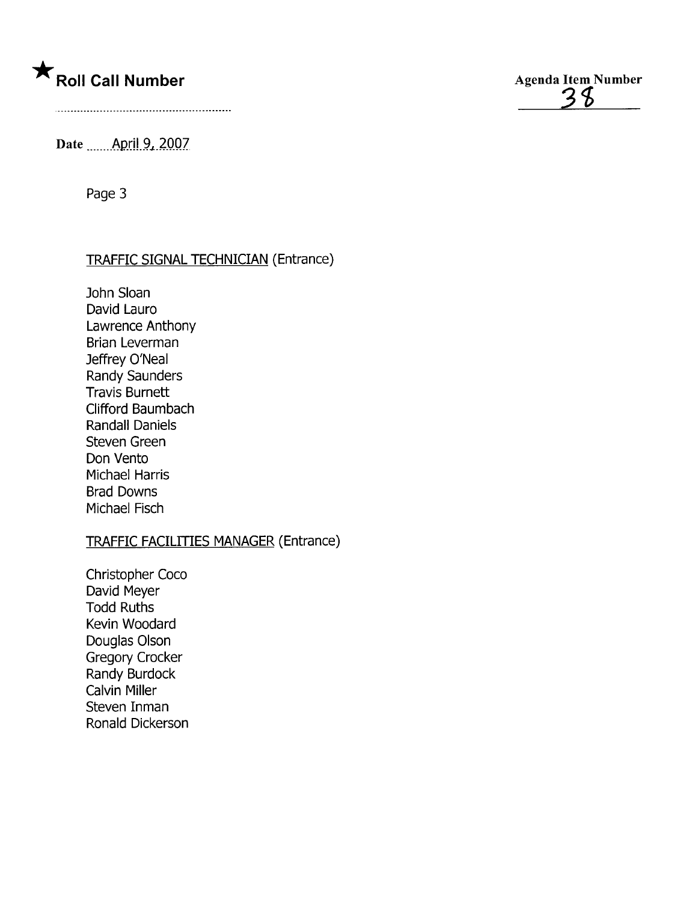★ **Roll Call Number**

Agenda Item Number
38

Date April 9, 2007

Page 3

TRAFFIC SIGNAL TECHNICIAN (Entrance)

John Sloan
David Lauro
Lawrence Anthony
Brian Leverman
Jeffrey O'Neal
Randy Saunders
Travis Burnett
Clifford Baumbach
Randall Daniels
Steven Green
Don Vento
Michael Harris
Brad Downs
Michael Fisch

TRAFFIC FACILITIES MANAGER (Entrance)

Christopher Coco
David Meyer
Todd Ruths
Kevin Woodard
Douglas Olson
Gregory Crocker
Randy Burdock
Calvin Miller
Steven Inman
Ronald Dickerson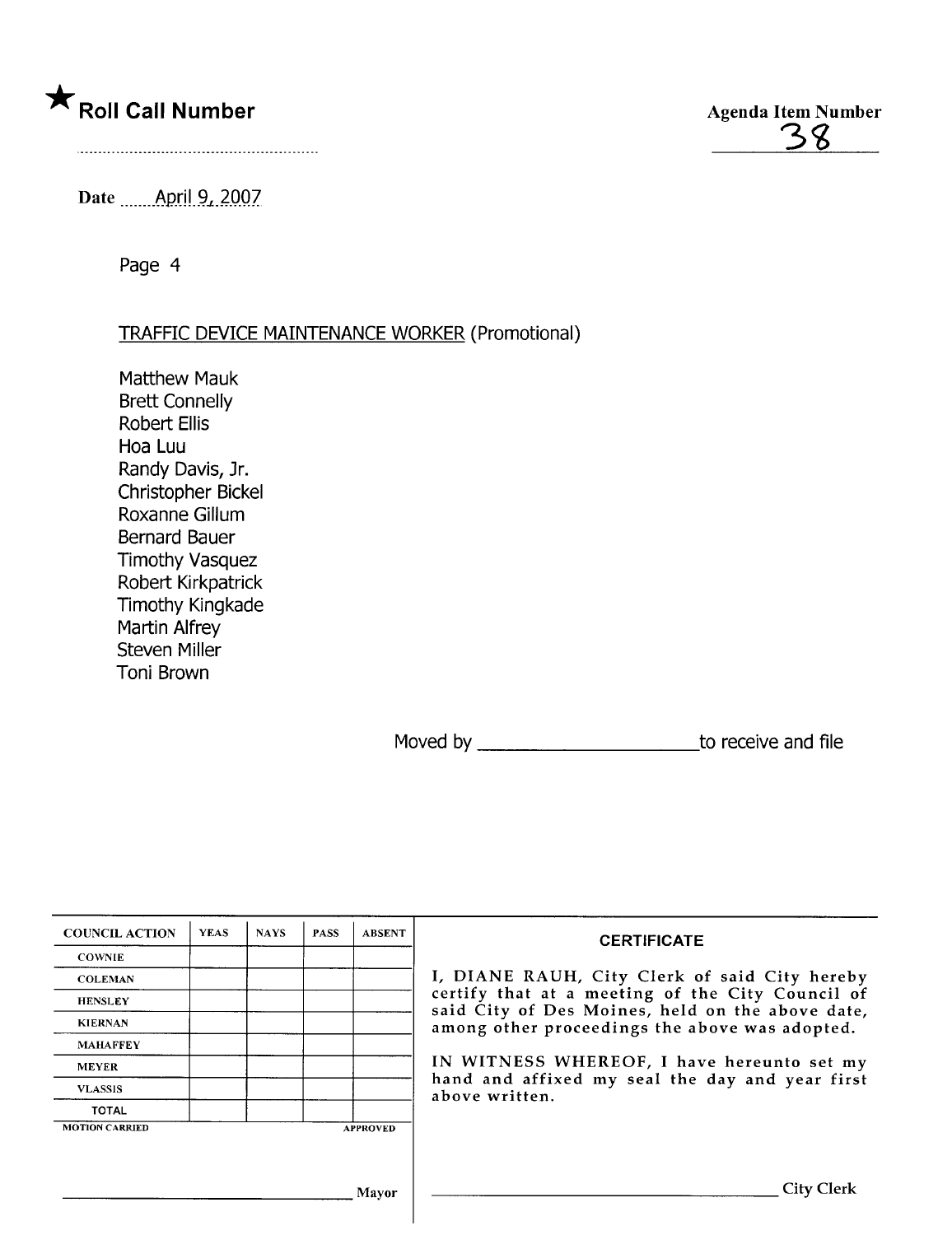★ **Roll Call Number**

**Agenda Item Number**
38

Date April 9, 2007

Page 4

TRAFFIC DEVICE MAINTENANCE WORKER (Promotional)

Matthew Mauk
Brett Connelly
Robert Ellis
Hoa Luu
Randy Davis, Jr.
Christopher Bickel
Roxanne Gillum
Bernard Bauer
Timothy Vasquez
Robert Kirkpatrick
Timothy Kingkade
Martin Alfrey
Steven Miller
Toni Brown

Moved by ______________________ to receive and file

| COUNCIL ACTION | YEAS | NAYS | PASS | ABSENT |
| --- | --- | --- | --- | --- |
| COWNIE | | | | |
| COLEMAN | | | | |
| HENSLEY | | | | |
| KIERNAN | | | | |
| MAHAFFEY | | | | |
| MEYER | | | | |
| VLASSIS | | | | |
| TOTAL | | | | |

MOTION CARRIED APPROVED

______________________ Mayor

**CERTIFICATE**

I, DIANE RAUH, City Clerk of said City hereby certify that at a meeting of the City Council of said City of Des Moines, held on the above date, among other proceedings the above was adopted.

IN WITNESS WHEREOF, I have hereunto set my hand and affixed my seal the day and year first above written.

______________________ City Clerk